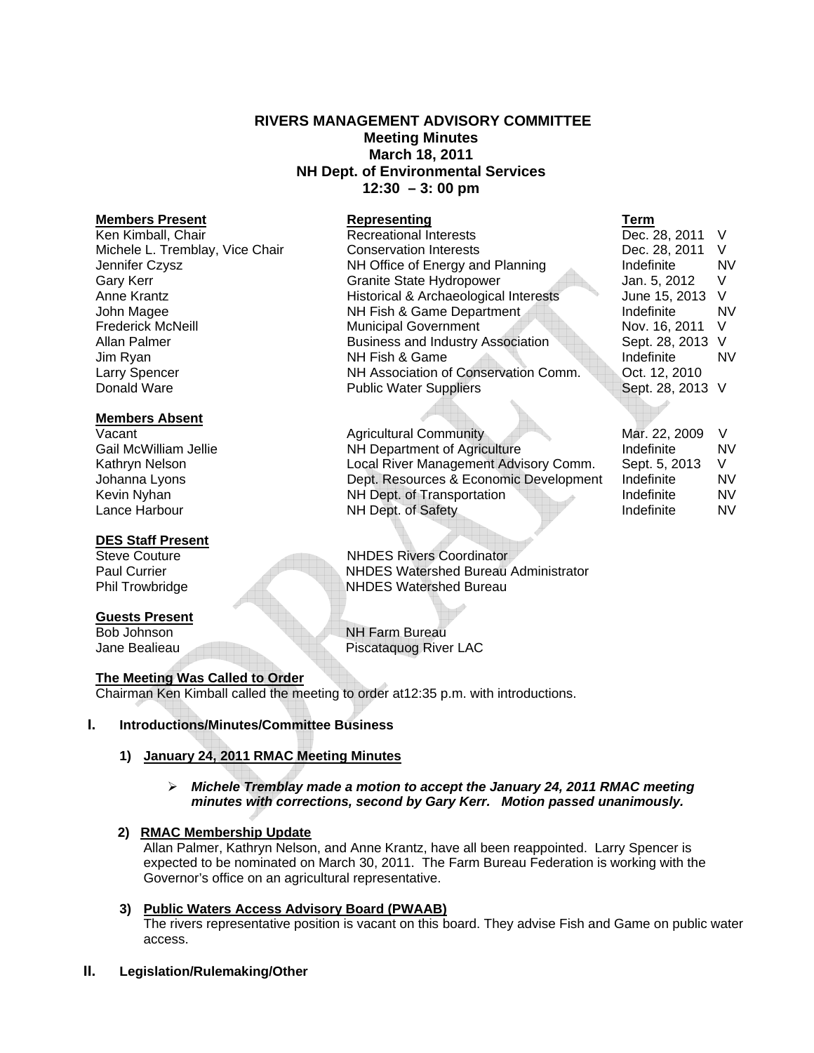**RIVERS MANAGEMENT ADVISORY COMMITTEE**
**Meeting Minutes**
**March 18, 2011**
**NH Dept. of Environmental Services**
**12:30 – 3: 00 pm**

| **Members Present** | **Representing** | **Term** | |
|---|---|---|---|
| Ken Kimball, Chair | Recreational Interests | Dec. 28, 2011 | V |
| Michele L. Tremblay, Vice Chair | Conservation Interests | Dec. 28, 2011 | V |
| Jennifer Czysz | NH Office of Energy and Planning | Indefinite | NV |
| Gary Kerr | Granite State Hydropower | Jan. 5, 2012 | V |
| Anne Krantz | Historical & Archaeological Interests | June 15, 2013 | V |
| John Magee | NH Fish & Game Department | Indefinite | NV |
| Frederick McNeill | Municipal Government | Nov. 16, 2011 | V |
| Allan Palmer | Business and Industry Association | Sept. 28, 2013 | V |
| Jim Ryan | NH Fish & Game | Indefinite | NV |
| Larry Spencer | NH Association of Conservation Comm. | Oct. 12, 2010 | |
| Donald Ware | Public Water Suppliers | Sept. 28, 2013 | V |

| **Members Absent** | | | |
|---|---|---|---|
| Vacant | Agricultural Community | Mar. 22, 2009 | V |
| Gail McWilliam Jellie | NH Department of Agriculture | Indefinite | NV |
| Kathryn Nelson | Local River Management Advisory Comm. | Sept. 5, 2013 | V |
| Johanna Lyons | Dept. Resources & Economic Development | Indefinite | NV |
| Kevin Nyhan | NH Dept. of Transportation | Indefinite | NV |
| Lance Harbour | NH Dept. of Safety | Indefinite | NV |

**DES Staff Present**

| | |
|---|---|
| Steve Couture | NHDES Rivers Coordinator |
| Paul Currier | NHDES Watershed Bureau Administrator |
| Phil Trowbridge | NHDES Watershed Bureau |

**Guests Present**

| | |
|---|---|
| Bob Johnson | NH Farm Bureau |
| Jane Bealieau | Piscataquog River LAC |

**The Meeting Was Called to Order**

Chairman Ken Kimball called the meeting to order at12:35 p.m. with introductions.

## I. Introductions/Minutes/Committee Business

### 1) January 24, 2011 RMAC Meeting Minutes

- ***Michele Tremblay made a motion to accept the January 24, 2011 RMAC meeting minutes with corrections, second by Gary Kerr. Motion passed unanimously.***

### 2) RMAC Membership Update

Allan Palmer, Kathryn Nelson, and Anne Krantz, have all been reappointed. Larry Spencer is expected to be nominated on March 30, 2011. The Farm Bureau Federation is working with the Governor's office on an agricultural representative.

### 3) Public Waters Access Advisory Board (PWAAB)

The rivers representative position is vacant on this board. They advise Fish and Game on public water access.

## II. Legislation/Rulemaking/Other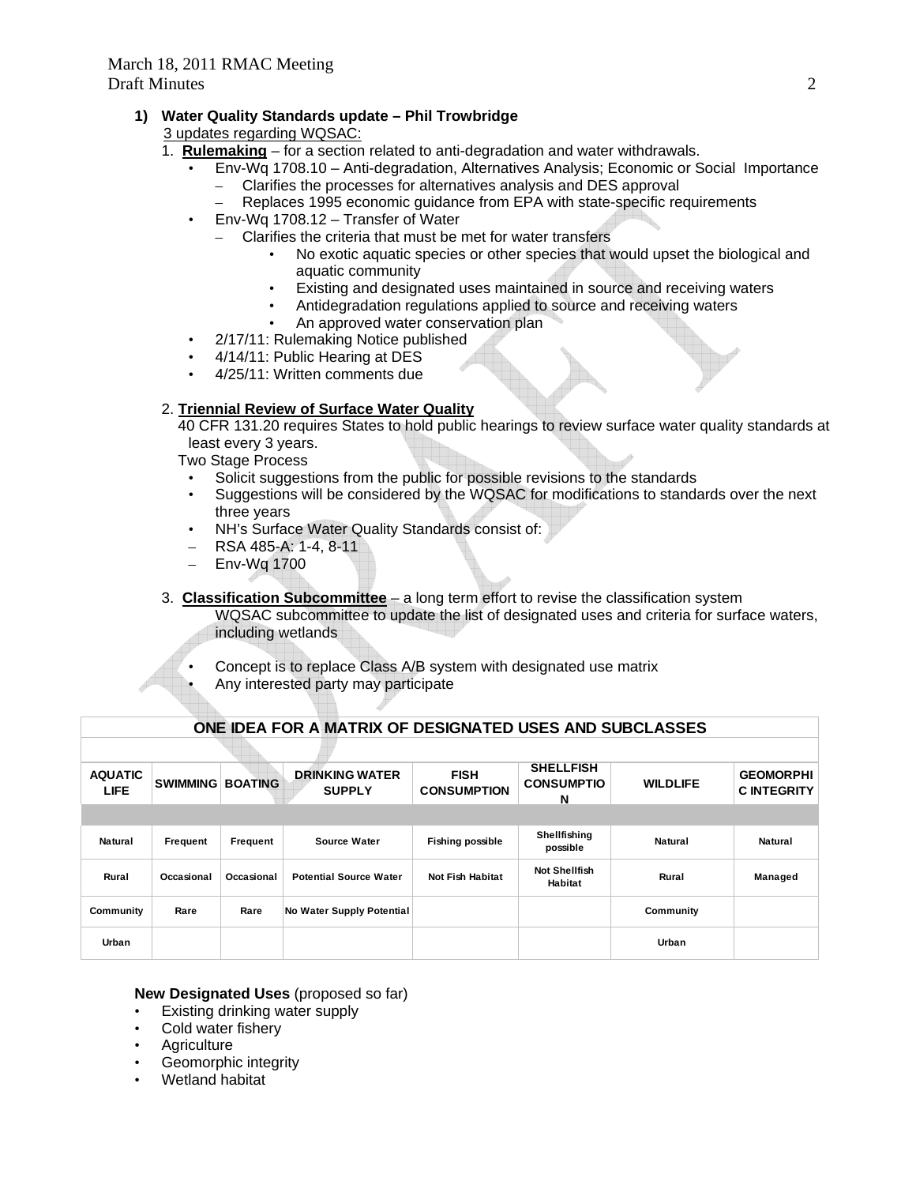**1) Water Quality Standards update – Phil Trowbridge**

3 updates regarding WQSAC:

1. **Rulemaking** – for a section related to anti-degradation and water withdrawals.
   - Env-Wq 1708.10 – Anti-degradation, Alternatives Analysis; Economic or Social Importance
     - Clarifies the processes for alternatives analysis and DES approval
     - Replaces 1995 economic guidance from EPA with state-specific requirements
   - Env-Wq 1708.12 – Transfer of Water
     - Clarifies the criteria that must be met for water transfers
       - No exotic aquatic species or other species that would upset the biological and aquatic community
       - Existing and designated uses maintained in source and receiving waters
       - Antidegradation regulations applied to source and receiving waters
       - An approved water conservation plan
   - 2/17/11: Rulemaking Notice published
   - 4/14/11: Public Hearing at DES
   - 4/25/11: Written comments due

2. **Triennial Review of Surface Water Quality**

   40 CFR 131.20 requires States to hold public hearings to review surface water quality standards at least every 3 years.

   Two Stage Process
   - Solicit suggestions from the public for possible revisions to the standards
   - Suggestions will be considered by the WQSAC for modifications to standards over the next three years
   - NH's Surface Water Quality Standards consist of:
   - RSA 485-A: 1-4, 8-11
   - Env-Wq 1700

3. **Classification Subcommittee** – a long term effort to revise the classification system

   WQSAC subcommittee to update the list of designated uses and criteria for surface waters, including wetlands

   - Concept is to replace Class A/B system with designated use matrix
   - Any interested party may participate

**ONE IDEA FOR A MATRIX OF DESIGNATED USES AND SUBCLASSES**

| AQUATIC LIFE | SWIMMING | BOATING | DRINKING WATER SUPPLY | FISH CONSUMPTION | SHELLFISH CONSUMPTION | WILDLIFE | GEOMORPHIC INTEGRITY |
|---|---|---|---|---|---|---|---|
| Natural | Frequent | Frequent | Source Water | Fishing possible | Shellfishing possible | Natural | Natural |
| Rural | Occasional | Occasional | Potential Source Water | Not Fish Habitat | Not Shellfish Habitat | Rural | Managed |
| Community | Rare | Rare | No Water Supply Potential | | | Community | |
| Urban | | | | | | Urban | |

**New Designated Uses** (proposed so far)

- Existing drinking water supply
- Cold water fishery
- Agriculture
- Geomorphic integrity
- Wetland habitat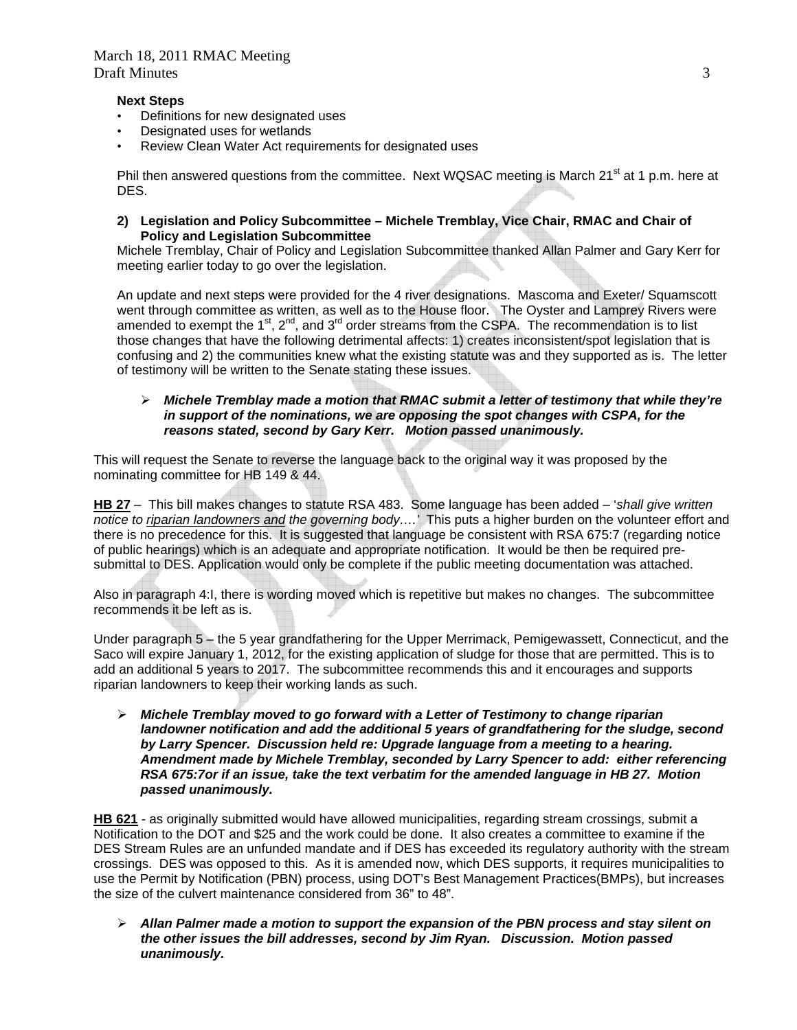**Next Steps**

- Definitions for new designated uses
- Designated uses for wetlands
- Review Clean Water Act requirements for designated uses

Phil then answered questions from the committee. Next WQSAC meeting is March 21st at 1 p.m. here at DES.

**2) Legislation and Policy Subcommittee – Michele Tremblay, Vice Chair, RMAC and Chair of Policy and Legislation Subcommittee**

Michele Tremblay, Chair of Policy and Legislation Subcommittee thanked Allan Palmer and Gary Kerr for meeting earlier today to go over the legislation.

An update and next steps were provided for the 4 river designations. Mascoma and Exeter/ Squamscott went through committee as written, as well as to the House floor. The Oyster and Lamprey Rivers were amended to exempt the 1st, 2nd, and 3rd order streams from the CSPA. The recommendation is to list those changes that have the following detrimental affects: 1) creates inconsistent/spot legislation that is confusing and 2) the communities knew what the existing statute was and they supported as is. The letter of testimony will be written to the Senate stating these issues.

- ***Michele Tremblay made a motion that RMAC submit a letter of testimony that while they're in support of the nominations, we are opposing the spot changes with CSPA, for the reasons stated, second by Gary Kerr. Motion passed unanimously.***

This will request the Senate to reverse the language back to the original way it was proposed by the nominating committee for HB 149 & 44.

**HB 27** – This bill makes changes to statute RSA 483. Some language has been added – '*shall give written notice to riparian landowners and the governing body….'* This puts a higher burden on the volunteer effort and there is no precedence for this. It is suggested that language be consistent with RSA 675:7 (regarding notice of public hearings) which is an adequate and appropriate notification. It would be then be required pre-submittal to DES. Application would only be complete if the public meeting documentation was attached.

Also in paragraph 4:I, there is wording moved which is repetitive but makes no changes. The subcommittee recommends it be left as is.

Under paragraph 5 – the 5 year grandfathering for the Upper Merrimack, Pemigewassett, Connecticut, and the Saco will expire January 1, 2012, for the existing application of sludge for those that are permitted. This is to add an additional 5 years to 2017. The subcommittee recommends this and it encourages and supports riparian landowners to keep their working lands as such.

- ***Michele Tremblay moved to go forward with a Letter of Testimony to change riparian landowner notification and add the additional 5 years of grandfathering for the sludge, second by Larry Spencer. Discussion held re: Upgrade language from a meeting to a hearing. Amendment made by Michele Tremblay, seconded by Larry Spencer to add: either referencing RSA 675:7or if an issue, take the text verbatim for the amended language in HB 27. Motion passed unanimously.***

**HB 621** - as originally submitted would have allowed municipalities, regarding stream crossings, submit a Notification to the DOT and $25 and the work could be done. It also creates a committee to examine if the DES Stream Rules are an unfunded mandate and if DES has exceeded its regulatory authority with the stream crossings. DES was opposed to this. As it is amended now, which DES supports, it requires municipalities to use the Permit by Notification (PBN) process, using DOT's Best Management Practices(BMPs), but increases the size of the culvert maintenance considered from 36" to 48".

- ***Allan Palmer made a motion to support the expansion of the PBN process and stay silent on the other issues the bill addresses, second by Jim Ryan. Discussion. Motion passed unanimously.***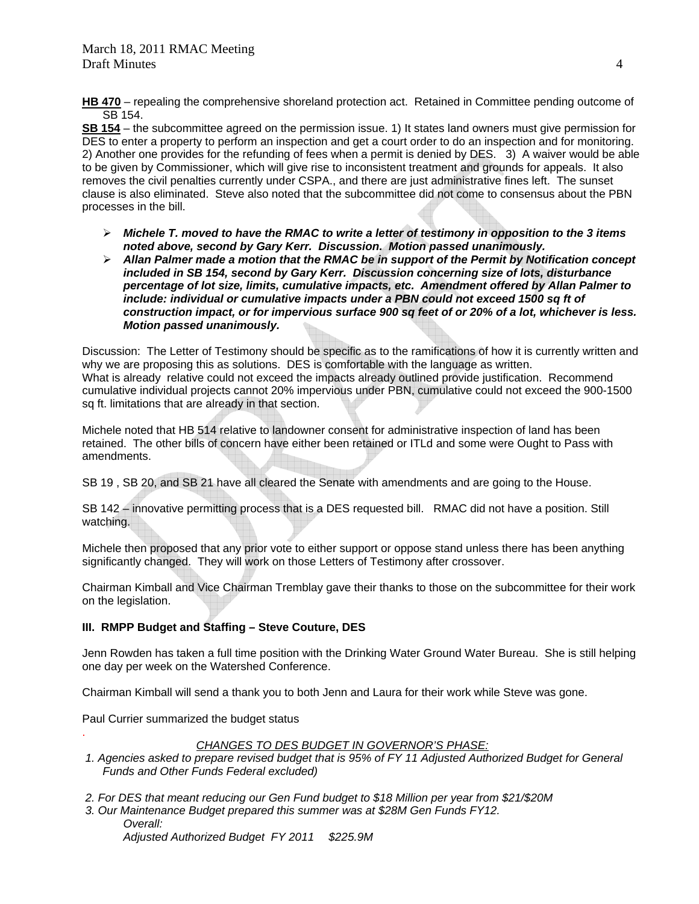**HB 470** – repealing the comprehensive shoreland protection act. Retained in Committee pending outcome of SB 154.

**SB 154** – the subcommittee agreed on the permission issue. 1) It states land owners must give permission for DES to enter a property to perform an inspection and get a court order to do an inspection and for monitoring. 2) Another one provides for the refunding of fees when a permit is denied by DES. 3) A waiver would be able to be given by Commissioner, which will give rise to inconsistent treatment and grounds for appeals. It also removes the civil penalties currently under CSPA., and there are just administrative fines left. The sunset clause is also eliminated. Steve also noted that the subcommittee did not come to consensus about the PBN processes in the bill.

- ***Michele T. moved to have the RMAC to write a letter of testimony in opposition to the 3 items noted above, second by Gary Kerr. Discussion. Motion passed unanimously.***
- ***Allan Palmer made a motion that the RMAC be in support of the Permit by Notification concept included in SB 154, second by Gary Kerr. Discussion concerning size of lots, disturbance percentage of lot size, limits, cumulative impacts, etc. Amendment offered by Allan Palmer to include: individual or cumulative impacts under a PBN could not exceed 1500 sq ft of construction impact, or for impervious surface 900 sq feet of or 20% of a lot, whichever is less. Motion passed unanimously.***

Discussion: The Letter of Testimony should be specific as to the ramifications of how it is currently written and why we are proposing this as solutions. DES is comfortable with the language as written. What is already relative could not exceed the impacts already outlined provide justification. Recommend cumulative individual projects cannot 20% impervious under PBN, cumulative could not exceed the 900-1500 sq ft. limitations that are already in that section.

Michele noted that HB 514 relative to landowner consent for administrative inspection of land has been retained. The other bills of concern have either been retained or ITLd and some were Ought to Pass with amendments.

SB 19 , SB 20, and SB 21 have all cleared the Senate with amendments and are going to the House.

SB 142 – innovative permitting process that is a DES requested bill. RMAC did not have a position. Still watching.

Michele then proposed that any prior vote to either support or oppose stand unless there has been anything significantly changed. They will work on those Letters of Testimony after crossover.

Chairman Kimball and Vice Chairman Tremblay gave their thanks to those on the subcommittee for their work on the legislation.

**III. RMPP Budget and Staffing – Steve Couture, DES**

Jenn Rowden has taken a full time position with the Drinking Water Ground Water Bureau. She is still helping one day per week on the Watershed Conference.

Chairman Kimball will send a thank you to both Jenn and Laura for their work while Steve was gone.

Paul Currier summarized the budget status

.

*CHANGES TO DES BUDGET IN GOVERNOR'S PHASE:*

1. *Agencies asked to prepare revised budget that is 95% of FY 11 Adjusted Authorized Budget for General Funds and Other Funds Federal excluded)*
2. *For DES that meant reducing our Gen Fund budget to $18 Million per year from $21/$20M*
3. *Our Maintenance Budget prepared this summer was at $28M Gen Funds FY12.*

*Overall:*

*Adjusted Authorized Budget FY 2011 $225.9M*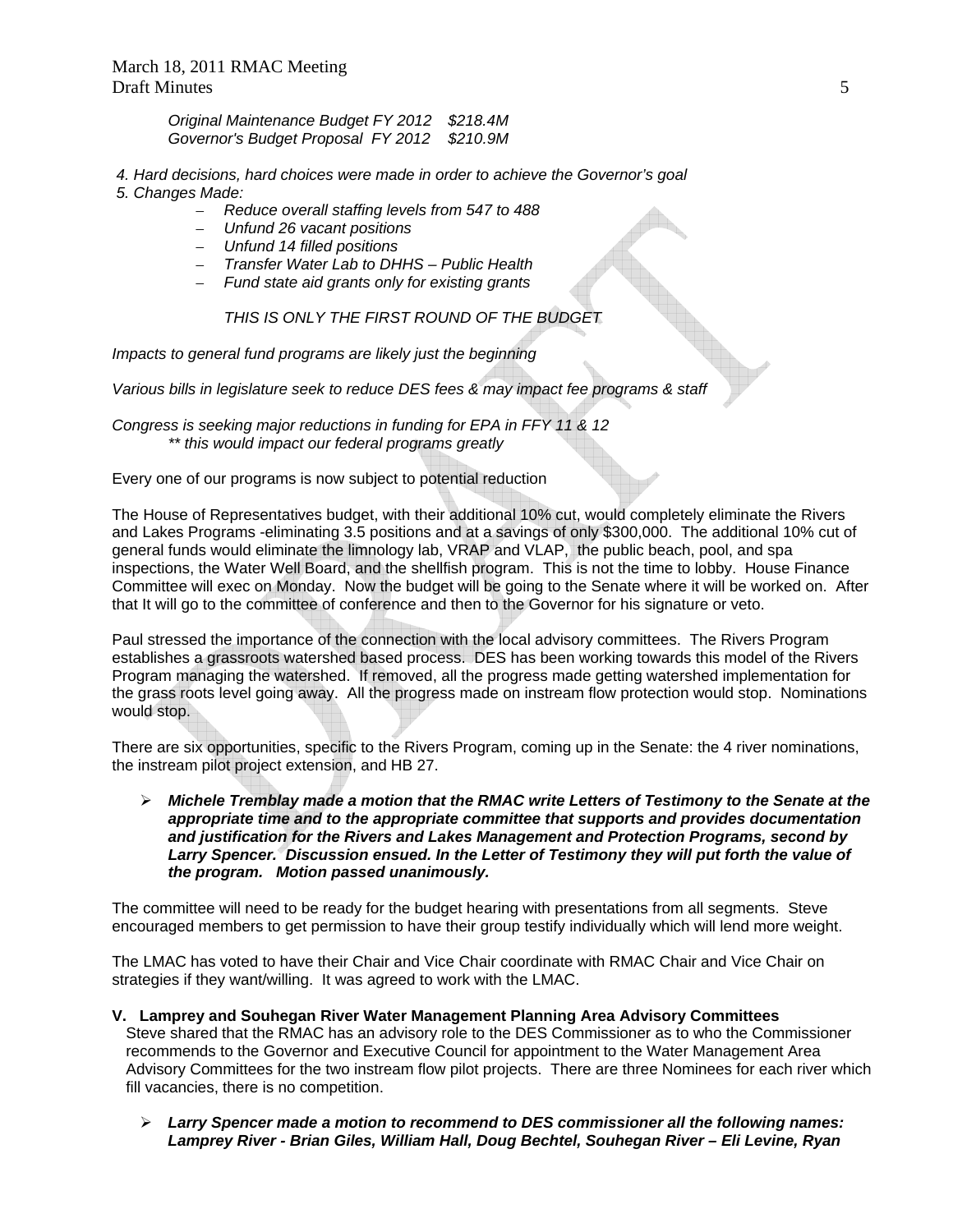*Original Maintenance Budget FY 2012 $218.4M*
*Governor's Budget Proposal FY 2012 $210.9M*

*4. Hard decisions, hard choices were made in order to achieve the Governor's goal*
*5. Changes Made:*

- *Reduce overall staffing levels from 547 to 488*
- *Unfund 26 vacant positions*
- *Unfund 14 filled positions*
- *Transfer Water Lab to DHHS – Public Health*
- *Fund state aid grants only for existing grants*

*THIS IS ONLY THE FIRST ROUND OF THE BUDGET*

*Impacts to general fund programs are likely just the beginning*

*Various bills in legislature seek to reduce DES fees & may impact fee programs & staff*

*Congress is seeking major reductions in funding for EPA in FFY 11 & 12*
*\*\* this would impact our federal programs greatly*

Every one of our programs is now subject to potential reduction

The House of Representatives budget, with their additional 10% cut, would completely eliminate the Rivers and Lakes Programs -eliminating 3.5 positions and at a savings of only $300,000. The additional 10% cut of general funds would eliminate the limnology lab, VRAP and VLAP, the public beach, pool, and spa inspections, the Water Well Board, and the shellfish program. This is not the time to lobby. House Finance Committee will exec on Monday. Now the budget will be going to the Senate where it will be worked on. After that It will go to the committee of conference and then to the Governor for his signature or veto.

Paul stressed the importance of the connection with the local advisory committees. The Rivers Program establishes a grassroots watershed based process. DES has been working towards this model of the Rivers Program managing the watershed. If removed, all the progress made getting watershed implementation for the grass roots level going away. All the progress made on instream flow protection would stop. Nominations would stop.

There are six opportunities, specific to the Rivers Program, coming up in the Senate: the 4 river nominations, the instream pilot project extension, and HB 27.

- ***Michele Tremblay made a motion that the RMAC write Letters of Testimony to the Senate at the appropriate time and to the appropriate committee that supports and provides documentation and justification for the Rivers and Lakes Management and Protection Programs, second by Larry Spencer. Discussion ensued. In the Letter of Testimony they will put forth the value of the program. Motion passed unanimously.***

The committee will need to be ready for the budget hearing with presentations from all segments. Steve encouraged members to get permission to have their group testify individually which will lend more weight.

The LMAC has voted to have their Chair and Vice Chair coordinate with RMAC Chair and Vice Chair on strategies if they want/willing. It was agreed to work with the LMAC.

**V. Lamprey and Souhegan River Water Management Planning Area Advisory Committees**

Steve shared that the RMAC has an advisory role to the DES Commissioner as to who the Commissioner recommends to the Governor and Executive Council for appointment to the Water Management Area Advisory Committees for the two instream flow pilot projects. There are three Nominees for each river which fill vacancies, there is no competition.

- ***Larry Spencer made a motion to recommend to DES commissioner all the following names: Lamprey River - Brian Giles, William Hall, Doug Bechtel, Souhegan River – Eli Levine, Ryan***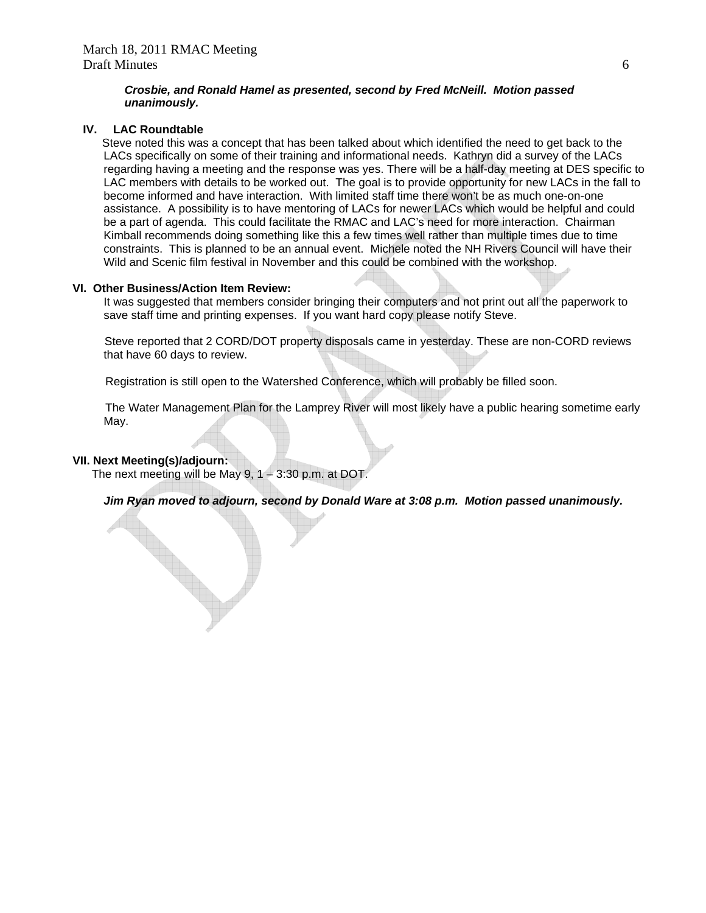***Crosbie, and Ronald Hamel as presented, second by Fred McNeill. Motion passed unanimously.***

## IV. LAC Roundtable

Steve noted this was a concept that has been talked about which identified the need to get back to the LACs specifically on some of their training and informational needs. Kathryn did a survey of the LACs regarding having a meeting and the response was yes. There will be a half-day meeting at DES specific to LAC members with details to be worked out. The goal is to provide opportunity for new LACs in the fall to become informed and have interaction. With limited staff time there won't be as much one-on-one assistance. A possibility is to have mentoring of LACs for newer LACs which would be helpful and could be a part of agenda. This could facilitate the RMAC and LAC's need for more interaction. Chairman Kimball recommends doing something like this a few times well rather than multiple times due to time constraints. This is planned to be an annual event. Michele noted the NH Rivers Council will have their Wild and Scenic film festival in November and this could be combined with the workshop.

## VI. Other Business/Action Item Review:

It was suggested that members consider bringing their computers and not print out all the paperwork to save staff time and printing expenses. If you want hard copy please notify Steve.

Steve reported that 2 CORD/DOT property disposals came in yesterday. These are non-CORD reviews that have 60 days to review.

Registration is still open to the Watershed Conference, which will probably be filled soon.

The Water Management Plan for the Lamprey River will most likely have a public hearing sometime early May.

## VII. Next Meeting(s)/adjourn:

The next meeting will be May 9, 1 – 3:30 p.m. at DOT.

***Jim Ryan moved to adjourn, second by Donald Ware at 3:08 p.m. Motion passed unanimously.***